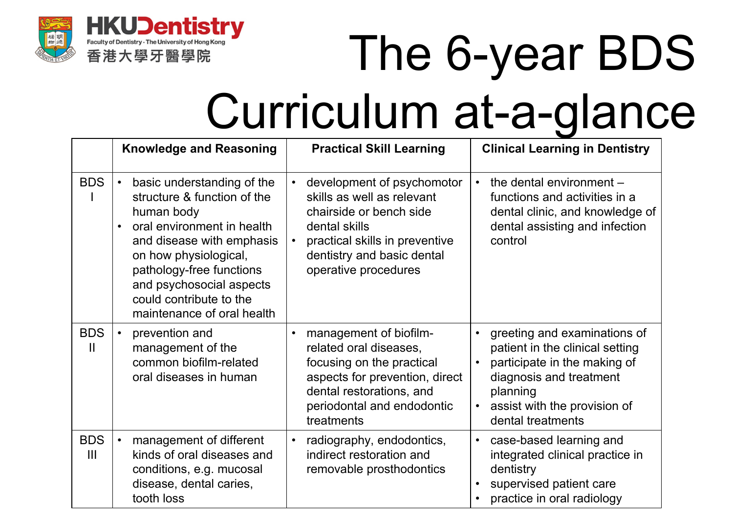HKUDentistry

Faculty of Dentistry · The University of Hong Kong

香港大學牙醫學院

# The 6-year BDS Curriculum at-a-glance

| | Knowledge and Reasoning | Practical Skill Learning | Clinical Learning in Dentistry |
|---|---|---|---|
| BDS I | • basic understanding of the structure & function of the human body<br>• oral environment in health and disease with emphasis on how physiological, pathology-free functions and psychosocial aspects could contribute to the maintenance of oral health | • development of psychomotor skills as well as relevant chairside or bench side dental skills<br>• practical skills in preventive dentistry and basic dental operative procedures | • the dental environment – functions and activities in a dental clinic, and knowledge of dental assisting and infection control |
| BDS II | • prevention and management of the common biofilm-related oral diseases in human | • management of biofilm-related oral diseases, focusing on the practical aspects for prevention, direct dental restorations, and periodontal and endodontic treatments | • greeting and examinations of patient in the clinical setting<br>• participate in the making of diagnosis and treatment planning<br>• assist with the provision of dental treatments |
| BDS III | • management of different kinds of oral diseases and conditions, e.g. mucosal disease, dental caries, tooth loss | • radiography, endodontics, indirect restoration and removable prosthodontics | • case-based learning and integrated clinical practice in dentistry<br>• supervised patient care<br>• practice in oral radiology |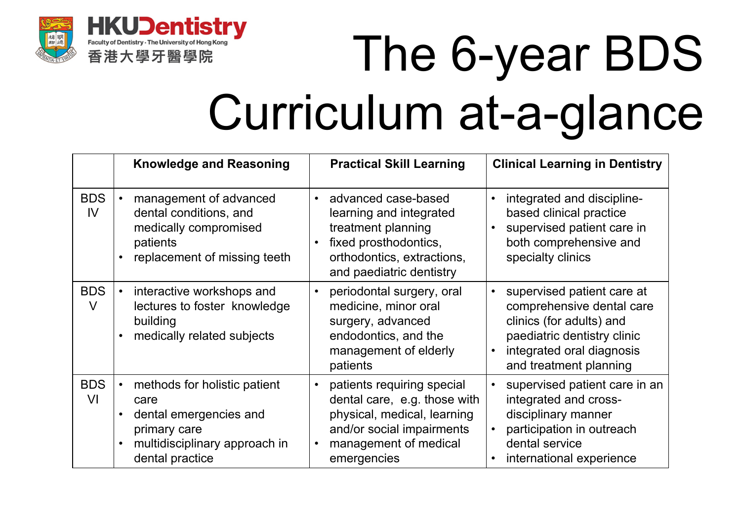HKUDentistry
Faculty of Dentistry · The University of Hong Kong
香港大學牙醫學院

# The 6-year BDS Curriculum at-a-glance

| | Knowledge and Reasoning | Practical Skill Learning | Clinical Learning in Dentistry |
|---|---|---|---|
| BDS IV | • management of advanced dental conditions, and medically compromised patients<br>• replacement of missing teeth | • advanced case-based learning and integrated treatment planning<br>• fixed prosthodontics, orthodontics, extractions, and paediatric dentistry | • integrated and discipline-based clinical practice<br>• supervised patient care in both comprehensive and specialty clinics |
| BDS V | • interactive workshops and lectures to foster knowledge building<br>• medically related subjects | • periodontal surgery, oral medicine, minor oral surgery, advanced endodontics, and the management of elderly patients | • supervised patient care at comprehensive dental care clinics (for adults) and paediatric dentistry clinic<br>• integrated oral diagnosis and treatment planning |
| BDS VI | • methods for holistic patient care<br>• dental emergencies and primary care<br>• multidisciplinary approach in dental practice | • patients requiring special dental care, e.g. those with physical, medical, learning and/or social impairments<br>• management of medical emergencies | • supervised patient care in an integrated and cross-disciplinary manner<br>• participation in outreach dental service<br>• international experience |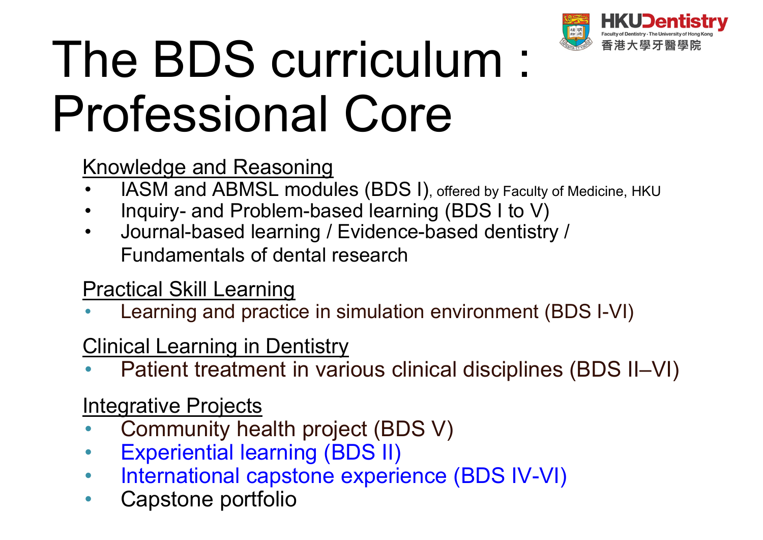# The BDS curriculum : Professional Core

<u>Knowledge and Reasoning</u>

- IASM and ABMSL modules (BDS I), offered by Faculty of Medicine, HKU
- Inquiry- and Problem-based learning (BDS I to V)
- Journal-based learning / Evidence-based dentistry / Fundamentals of dental research

<u>Practical Skill Learning</u>

- Learning and practice in simulation environment (BDS I-VI)

<u>Clinical Learning in Dentistry</u>

- Patient treatment in various clinical disciplines (BDS II–VI)

<u>Integrative Projects</u>

- Community health project (BDS V)
- Experiential learning (BDS II)
- International capstone experience (BDS IV-VI)
- Capstone portfolio